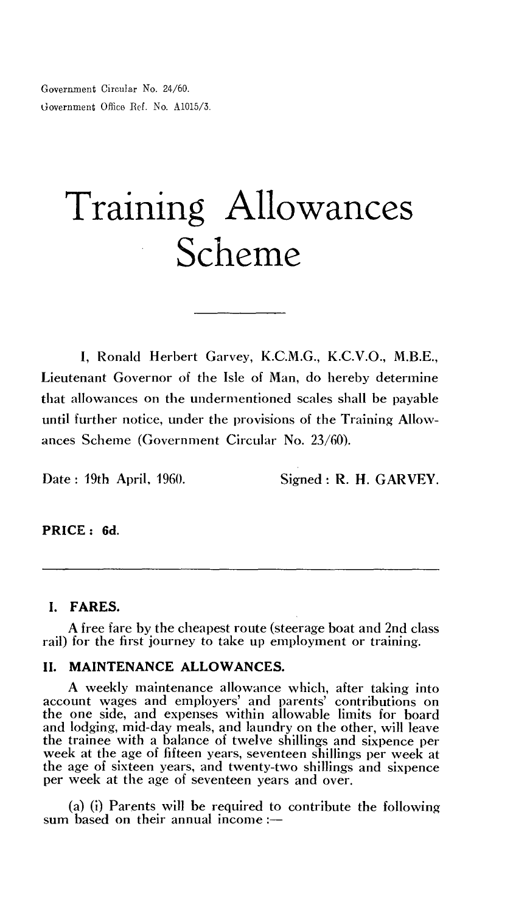Government Circular No. 24/60.
Government Office Ref. No. A1015/3.

# Training Allowances Scheme

I, Ronald Herbert Garvey, K.C.M.G., K.C.V.O., M.B.E., Lieutenant Governor of the Isle of Man, do hereby determine that allowances on the undermentioned scales shall be payable until further notice, under the provisions of the Training Allowances Scheme (Government Circular No. 23/60).

Date : 19th April, 1960. Signed : R. H. GARVEY.

**PRICE : 6d.**

---

## I. FARES.

A free fare by the cheapest route (steerage boat and 2nd class rail) for the first journey to take up employment or training.

## II. MAINTENANCE ALLOWANCES.

A weekly maintenance allowance which, after taking into account wages and employers' and parents' contributions on the one side, and expenses within allowable limits for board and lodging, mid-day meals, and laundry on the other, will leave the trainee with a balance of twelve shillings and sixpence per week at the age of fifteen years, seventeen shillings per week at the age of sixteen years, and twenty-two shillings and sixpence per week at the age of seventeen years and over.

(a) (i) Parents will be required to contribute the following sum based on their annual income :—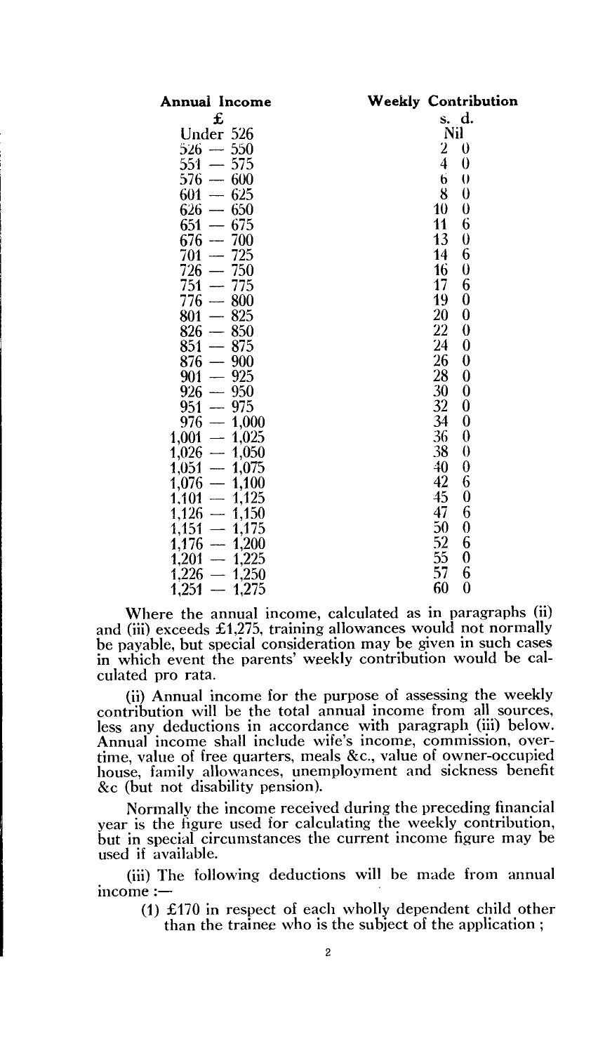| Annual Income | Weekly Contribution |
|---|---|
| £ | s. d. |
| Under 526 | Nil |
| 526 — 550 | 2 0 |
| 551 — 575 | 4 0 |
| 576 — 600 | 6 0 |
| 601 — 625 | 8 0 |
| 626 — 650 | 10 0 |
| 651 — 675 | 11 6 |
| 676 — 700 | 13 0 |
| 701 — 725 | 14 6 |
| 726 — 750 | 16 0 |
| 751 — 775 | 17 6 |
| 776 — 800 | 19 0 |
| 801 — 825 | 20 0 |
| 826 — 850 | 22 0 |
| 851 — 875 | 24 0 |
| 876 — 900 | 26 0 |
| 901 — 925 | 28 0 |
| 926 — 950 | 30 0 |
| 951 — 975 | 32 0 |
| 976 — 1,000 | 34 0 |
| 1,001 — 1,025 | 36 0 |
| 1,026 — 1,050 | 38 0 |
| 1,051 — 1,075 | 40 0 |
| 1,076 — 1,100 | 42 6 |
| 1,101 — 1,125 | 45 0 |
| 1,126 — 1,150 | 47 6 |
| 1,151 — 1,175 | 50 0 |
| 1,176 — 1,200 | 52 6 |
| 1,201 — 1,225 | 55 0 |
| 1,226 — 1,250 | 57 6 |
| 1,251 — 1,275 | 60 0 |

Where the annual income, calculated as in paragraphs (ii) and (iii) exceeds £1,275, training allowances would not normally be payable, but special consideration may be given in such cases in which event the parents' weekly contribution would be calculated pro rata.

(ii) Annual income for the purpose of assessing the weekly contribution will be the total annual income from all sources, less any deductions in accordance with paragraph (iii) below. Annual income shall include wife's income, commission, overtime, value of free quarters, meals &c., value of owner-occupied house, family allowances, unemployment and sickness benefit &c (but not disability pension).

Normally the income received during the preceding financial year is the figure used for calculating the weekly contribution, but in special circumstances the current income figure may be used if available.

(iii) The following deductions will be made from annual income :—

(1) £170 in respect of each wholly dependent child other than the trainee who is the subject of the application ;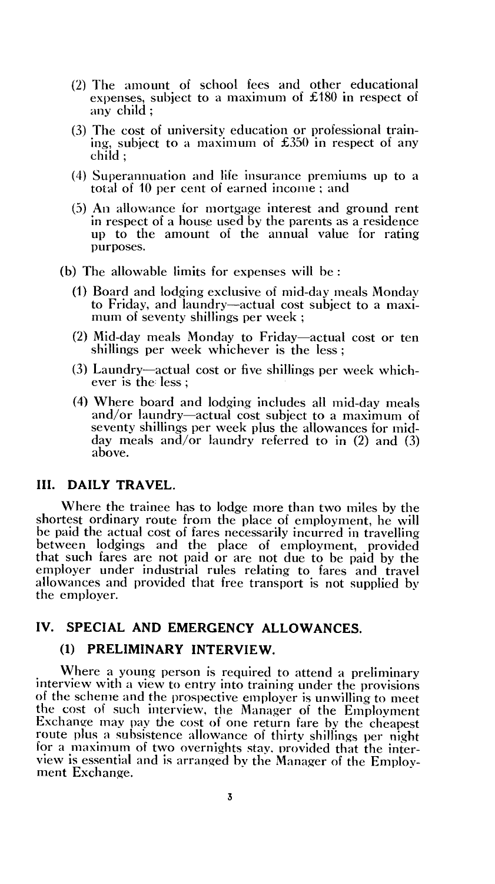(2) The amount of school fees and other educational expenses, subject to a maximum of £180 in respect of any child ;

(3) The cost of university education or professional training, subject to a maximum of £350 in respect of any child ;

(4) Superannuation and life insurance premiums up to a total of 10 per cent of earned income ; and

(5) An allowance for mortgage interest and ground rent in respect of a house used by the parents as a residence up to the amount of the annual value for rating purposes.

(b) The allowable limits for expenses will be :

(1) Board and lodging exclusive of mid-day meals Monday to Friday, and laundry—actual cost subject to a maximum of seventy shillings per week ;

(2) Mid-day meals Monday to Friday—actual cost or ten shillings per week whichever is the less ;

(3) Laundry—actual cost or five shillings per week whichever is the less ;

(4) Where board and lodging includes all mid-day meals and/or laundry—actual cost subject to a maximum of seventy shillings per week plus the allowances for mid-day meals and/or laundry referred to in (2) and (3) above.

## III. DAILY TRAVEL.

Where the trainee has to lodge more than two miles by the shortest ordinary route from the place of employment, he will be paid the actual cost of fares necessarily incurred in travelling between lodgings and the place of employment, provided that such fares are not paid or are not due to be paid by the employer under industrial rules relating to fares and travel allowances and provided that free transport is not supplied by the employer.

## IV. SPECIAL AND EMERGENCY ALLOWANCES.

### (1) PRELIMINARY INTERVIEW.

Where a young person is required to attend a preliminary interview with a view to entry into training under the provisions of the scheme and the prospective employer is unwilling to meet the cost of such interview, the Manager of the Employment Exchange may pay the cost of one return fare by the cheapest route plus a subsistence allowance of thirty shillings per night for a maximum of two overnights stay, provided that the interview is essential and is arranged by the Manager of the Employment Exchange.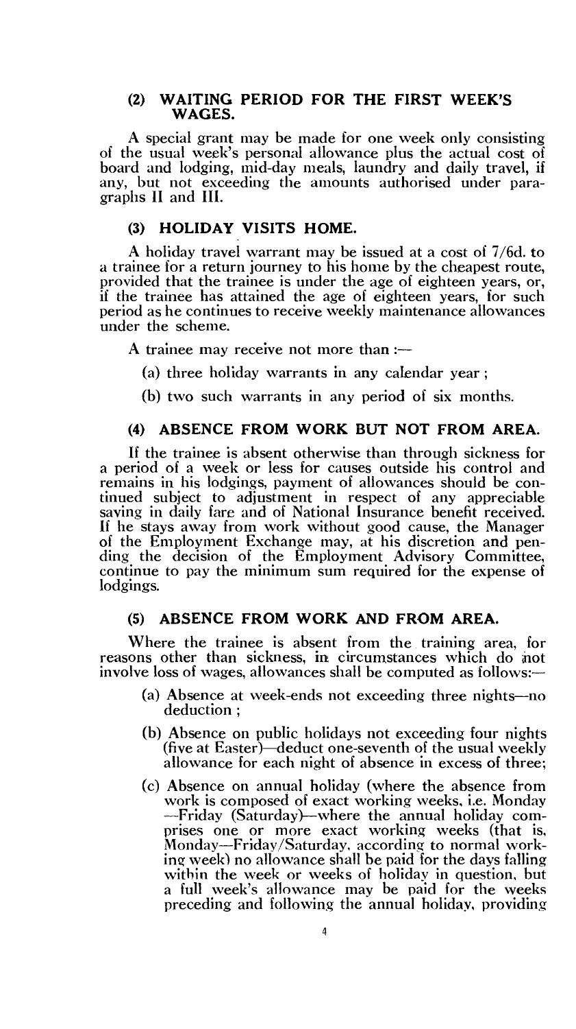### (2) WAITING PERIOD FOR THE FIRST WEEK'S WAGES.

A special grant may be made for one week only consisting of the usual week's personal allowance plus the actual cost of board and lodging, mid-day meals, laundry and daily travel, if any, but not exceeding the amounts authorised under paragraphs II and III.

### (3) HOLIDAY VISITS HOME.

A holiday travel warrant may be issued at a cost of 7/6d. to a trainee for a return journey to his home by the cheapest route, provided that the trainee is under the age of eighteen years, or, if the trainee has attained the age of eighteen years, for such period as he continues to receive weekly maintenance allowances under the scheme.

A trainee may receive not more than :—

(a) three holiday warrants in any calendar year ;

(b) two such warrants in any period of six months.

### (4) ABSENCE FROM WORK BUT NOT FROM AREA.

If the trainee is absent otherwise than through sickness for a period of a week or less for causes outside his control and remains in his lodgings, payment of allowances should be continued subject to adjustment in respect of any appreciable saving in daily fare and of National Insurance benefit received. If he stays away from work without good cause, the Manager of the Employment Exchange may, at his discretion and pending the decision of the Employment Advisory Committee, continue to pay the minimum sum required for the expense of lodgings.

### (5) ABSENCE FROM WORK AND FROM AREA.

Where the trainee is absent from the training area, for reasons other than sickness, in circumstances which do not involve loss of wages, allowances shall be computed as follows:—

(a) Absence at week-ends not exceeding three nights—no deduction ;

(b) Absence on public holidays not exceeding four nights (five at Easter)—deduct one-seventh of the usual weekly allowance for each night of absence in excess of three;

(c) Absence on annual holiday (where the absence from work is composed of exact working weeks, i.e. Monday —Friday (Saturday)—where the annual holiday comprises one or more exact working weeks (that is, Monday—Friday/Saturday, according to normal working week) no allowance shall be paid for the days falling within the week or weeks of holiday in question, but a full week's allowance may be paid for the weeks preceding and following the annual holiday, providing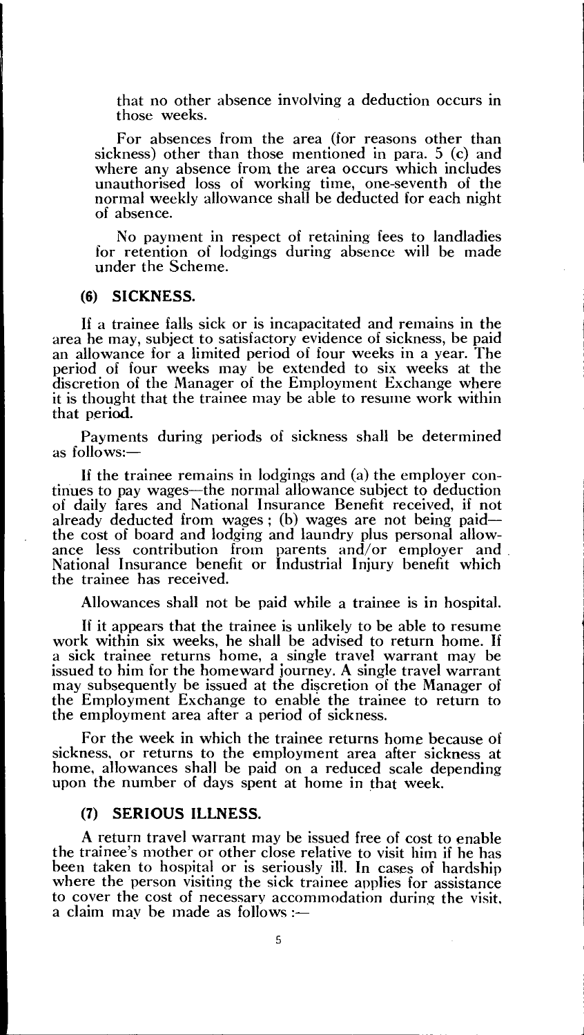that no other absence involving a deduction occurs in those weeks.

For absences from the area (for reasons other than sickness) other than those mentioned in para. 5 (c) and where any absence from the area occurs which includes unauthorised loss of working time, one-seventh of the normal weekly allowance shall be deducted for each night of absence.

No payment in respect of retaining fees to landladies for retention of lodgings during absence will be made under the Scheme.

### (6) SICKNESS.

If a trainee falls sick or is incapacitated and remains in the area he may, subject to satisfactory evidence of sickness, be paid an allowance for a limited period of four weeks in a year. The period of four weeks may be extended to six weeks at the discretion of the Manager of the Employment Exchange where it is thought that the trainee may be able to resume work within that period.

Payments during periods of sickness shall be determined as follows:—

If the trainee remains in lodgings and (a) the employer continues to pay wages—the normal allowance subject to deduction of daily fares and National Insurance Benefit received, if not already deducted from wages ; (b) wages are not being paid—the cost of board and lodging and laundry plus personal allowance less contribution from parents and/or employer and National Insurance benefit or Industrial Injury benefit which the trainee has received.

Allowances shall not be paid while a trainee is in hospital.

If it appears that the trainee is unlikely to be able to resume work within six weeks, he shall be advised to return home. If a sick trainee returns home, a single travel warrant may be issued to him for the homeward journey. A single travel warrant may subsequently be issued at the discretion of the Manager of the Employment Exchange to enable the trainee to return to the employment area after a period of sickness.

For the week in which the trainee returns home because of sickness, or returns to the employment area after sickness at home, allowances shall be paid on a reduced scale depending upon the number of days spent at home in that week.

### (7) SERIOUS ILLNESS.

A return travel warrant may be issued free of cost to enable the trainee's mother or other close relative to visit him if he has been taken to hospital or is seriously ill. In cases of hardship where the person visiting the sick trainee applies for assistance to cover the cost of necessary accommodation during the visit, a claim may be made as follows :—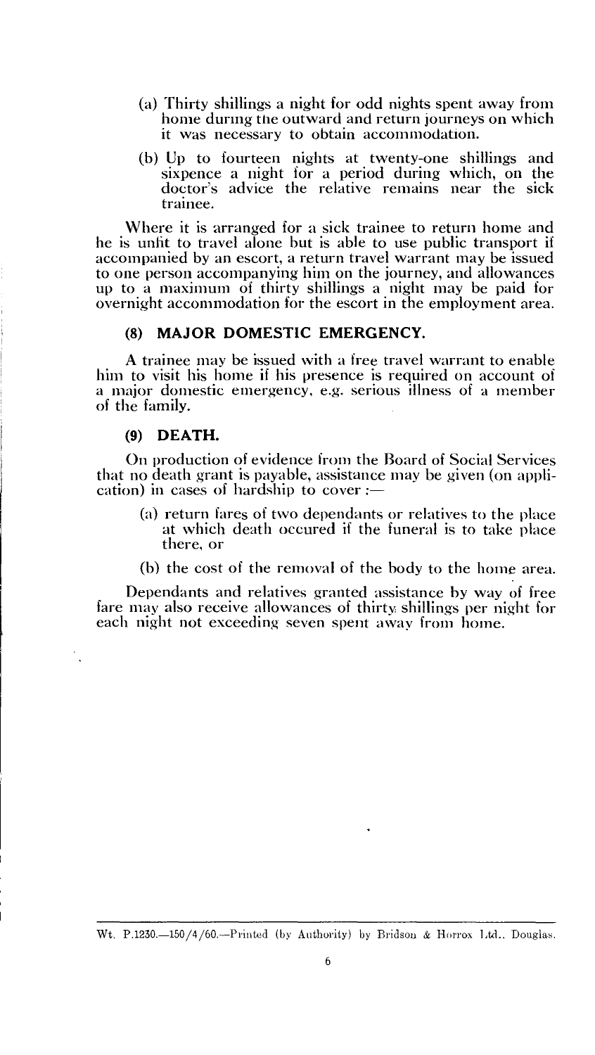(a) Thirty shillings a night for odd nights spent away from home during the outward and return journeys on which it was necessary to obtain accommodation.

(b) Up to fourteen nights at twenty-one shillings and sixpence a night for a period during which, on the doctor's advice the relative remains near the sick trainee.

Where it is arranged for a sick trainee to return home and he is unfit to travel alone but is able to use public transport if accompanied by an escort, a return travel warrant may be issued to one person accompanying him on the journey, and allowances up to a maximum of thirty shillings a night may be paid for overnight accommodation for the escort in the employment area.

### (8) MAJOR DOMESTIC EMERGENCY.

A trainee may be issued with a free travel warrant to enable him to visit his home if his presence is required on account of a major domestic emergency, e.g. serious illness of a member of the family.

### (9) DEATH.

On production of evidence from the Board of Social Services that no death grant is payable, assistance may be given (on application) in cases of hardship to cover :—

(a) return fares of two dependants or relatives to the place at which death occured if the funeral is to take place there, or

(b) the cost of the removal of the body to the home area.

Dependants and relatives granted assistance by way of free fare may also receive allowances of thirty shillings per night for each night not exceeding seven spent away from home.

---

Wt. P.1230.—150/4/60.—Printed (by Authority) by Bridson & Horrox Ltd., Douglas.